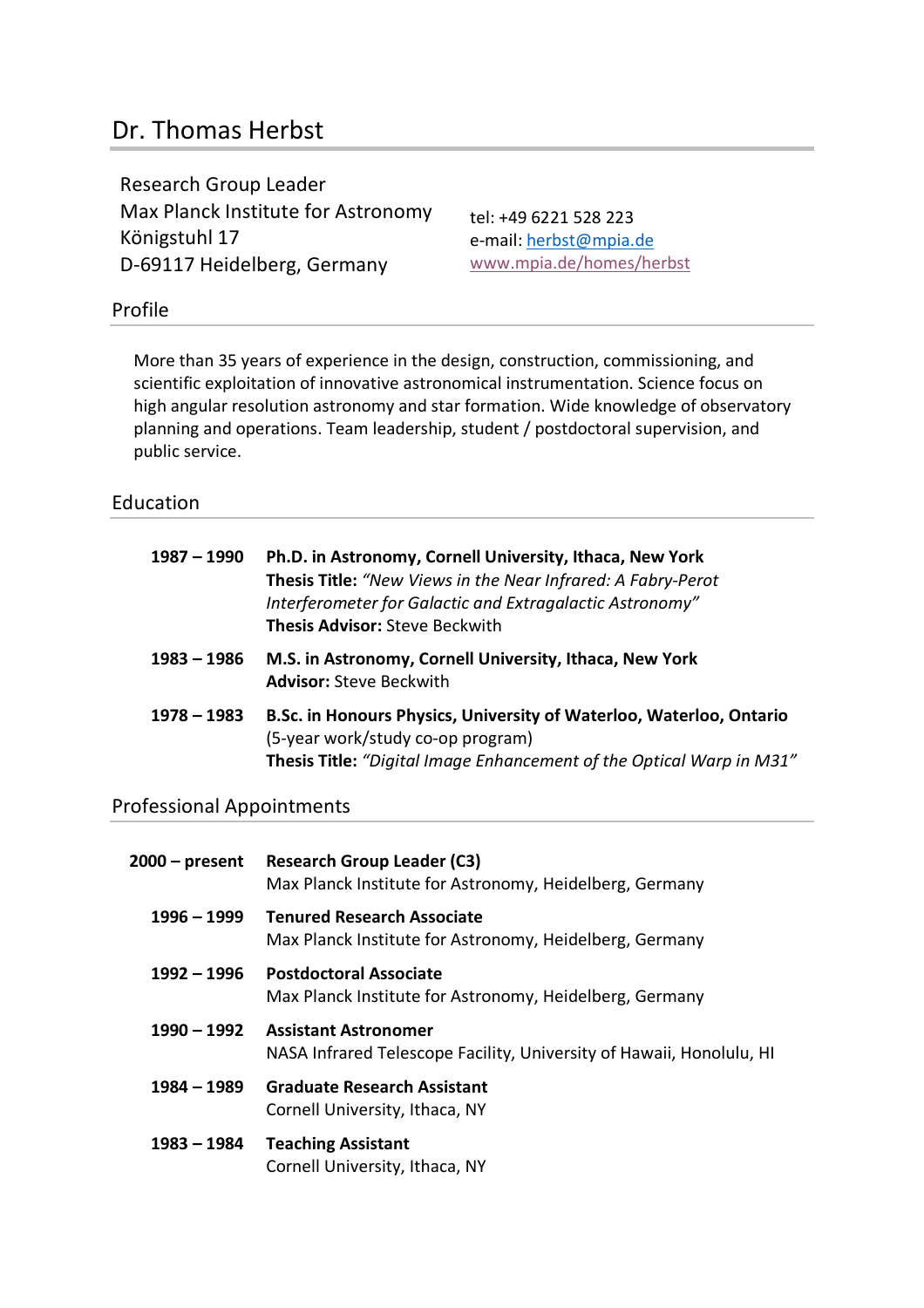# Dr. Thomas Herbst

Research Group Leader
Max Planck Institute for Astronomy
Königstuhl 17
D-69117 Heidelberg, Germany

tel: +49 6221 528 223
e-mail: herbst@mpia.de
www.mpia.de/homes/herbst

## Profile

More than 35 years of experience in the design, construction, commissioning, and scientific exploitation of innovative astronomical instrumentation. Science focus on high angular resolution astronomy and star formation. Wide knowledge of observatory planning and operations. Team leadership, student / postdoctoral supervision, and public service.

## Education

**1987 – 1990** **Ph.D. in Astronomy, Cornell University, Ithaca, New York**
**Thesis Title:** *"New Views in the Near Infrared: A Fabry-Perot Interferometer for Galactic and Extragalactic Astronomy"*
**Thesis Advisor:** Steve Beckwith

**1983 – 1986** **M.S. in Astronomy, Cornell University, Ithaca, New York**
**Advisor:** Steve Beckwith

**1978 – 1983** **B.Sc. in Honours Physics, University of Waterloo, Waterloo, Ontario**
(5-year work/study co-op program)
**Thesis Title:** *"Digital Image Enhancement of the Optical Warp in M31"*

## Professional Appointments

**2000 – present** **Research Group Leader (C3)**
Max Planck Institute for Astronomy, Heidelberg, Germany

**1996 – 1999** **Tenured Research Associate**
Max Planck Institute for Astronomy, Heidelberg, Germany

**1992 – 1996** **Postdoctoral Associate**
Max Planck Institute for Astronomy, Heidelberg, Germany

**1990 – 1992** **Assistant Astronomer**
NASA Infrared Telescope Facility, University of Hawaii, Honolulu, HI

**1984 – 1989** **Graduate Research Assistant**
Cornell University, Ithaca, NY

**1983 – 1984** **Teaching Assistant**
Cornell University, Ithaca, NY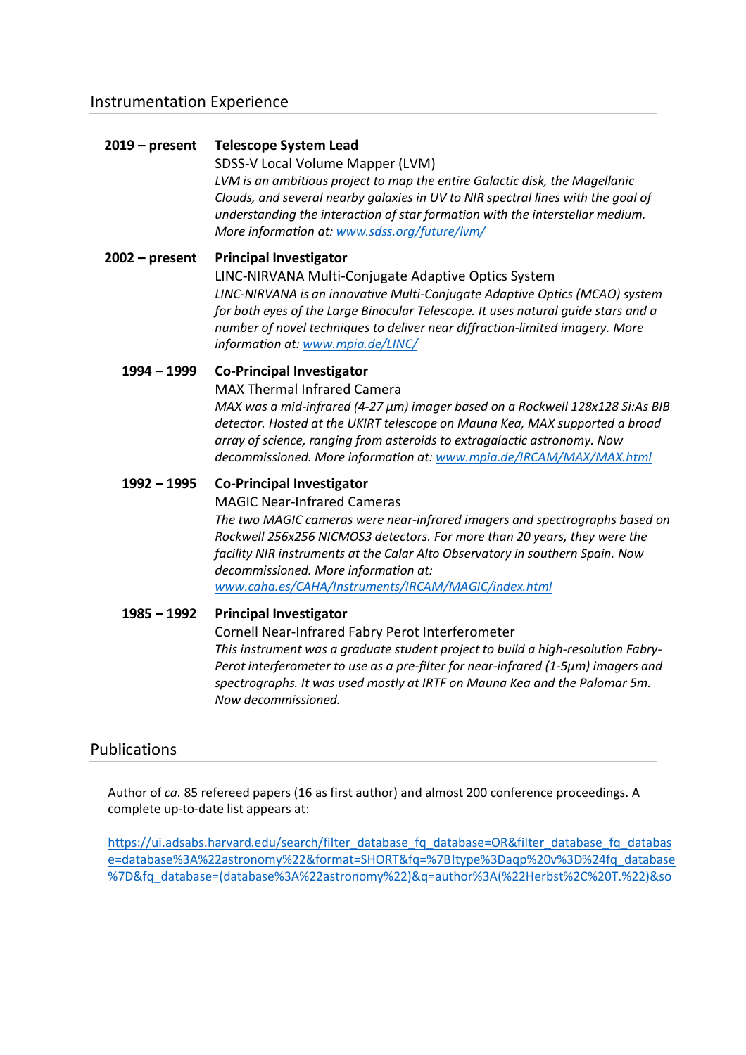## Instrumentation Experience

**2019 – present** **Telescope System Lead**
SDSS-V Local Volume Mapper (LVM)
*LVM is an ambitious project to map the entire Galactic disk, the Magellanic Clouds, and several nearby galaxies in UV to NIR spectral lines with the goal of understanding the interaction of star formation with the interstellar medium. More information at:* [www.sdss.org/future/lvm/](www.sdss.org/future/lvm/)

**2002 – present** **Principal Investigator**
LINC-NIRVANA Multi-Conjugate Adaptive Optics System
*LINC-NIRVANA is an innovative Multi-Conjugate Adaptive Optics (MCAO) system for both eyes of the Large Binocular Telescope. It uses natural guide stars and a number of novel techniques to deliver near diffraction-limited imagery. More information at:* [www.mpia.de/LINC/](www.mpia.de/LINC/)

**1994 – 1999** **Co-Principal Investigator**
MAX Thermal Infrared Camera
*MAX was a mid-infrared (4-27 µm) imager based on a Rockwell 128x128 Si:As BIB detector. Hosted at the UKIRT telescope on Mauna Kea, MAX supported a broad array of science, ranging from asteroids to extragalactic astronomy. Now decommissioned. More information at:* [www.mpia.de/IRCAM/MAX/MAX.html](www.mpia.de/IRCAM/MAX/MAX.html)

**1992 – 1995** **Co-Principal Investigator**
MAGIC Near-Infrared Cameras
*The two MAGIC cameras were near-infrared imagers and spectrographs based on Rockwell 256x256 NICMOS3 detectors. For more than 20 years, they were the facility NIR instruments at the Calar Alto Observatory in southern Spain. Now decommissioned. More information at:*
[www.caha.es/CAHA/Instruments/IRCAM/MAGIC/index.html](www.caha.es/CAHA/Instruments/IRCAM/MAGIC/index.html)

**1985 – 1992** **Principal Investigator**
Cornell Near-Infrared Fabry Perot Interferometer
*This instrument was a graduate student project to build a high-resolution Fabry-Perot interferometer to use as a pre-filter for near-infrared (1-5µm) imagers and spectrographs. It was used mostly at IRTF on Mauna Kea and the Palomar 5m. Now decommissioned.*

## Publications

Author of *ca.* 85 refereed papers (16 as first author) and almost 200 conference proceedings. A complete up-to-date list appears at:

https://ui.adsabs.harvard.edu/search/filter_database_fq_database=OR&filter_database_fq_database=database%3A%22astronomy%22&format=SHORT&fq=%7B!type%3Daqp%20v%3D%24fq_database%7D&fq_database=(database%3A%22astronomy%22)&q=author%3A(%22Herbst%2C%20T.%22)&so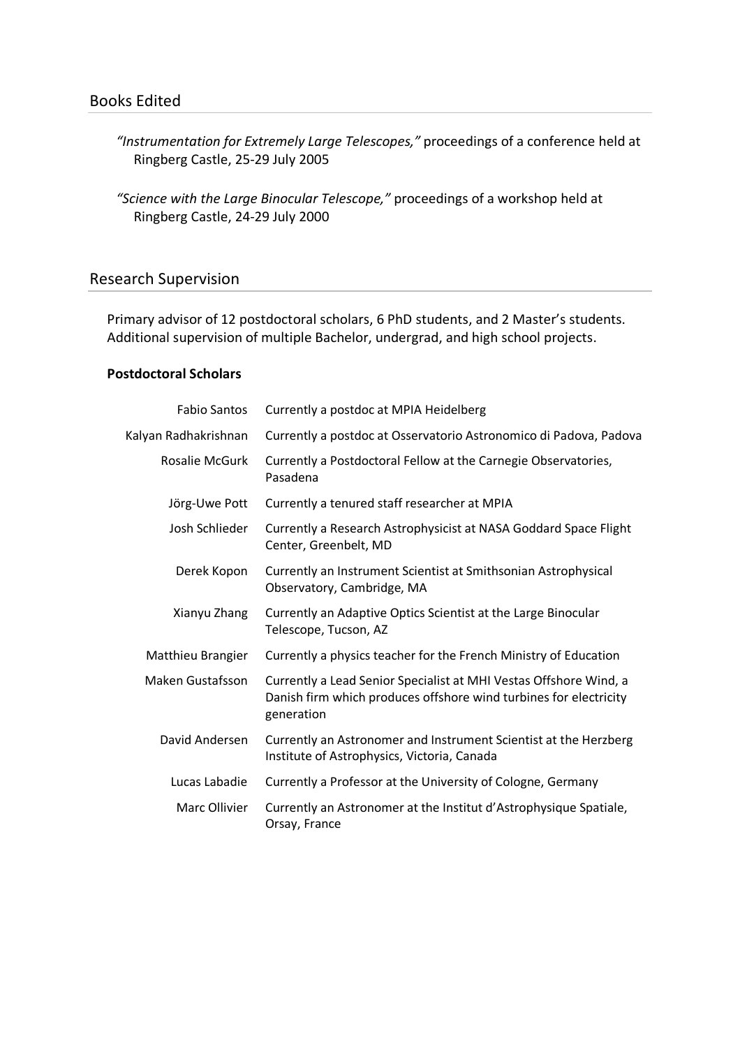## Books Edited

*"Instrumentation for Extremely Large Telescopes,"* proceedings of a conference held at Ringberg Castle, 25-29 July 2005

*"Science with the Large Binocular Telescope,"* proceedings of a workshop held at Ringberg Castle, 24-29 July 2000

## Research Supervision

Primary advisor of 12 postdoctoral scholars, 6 PhD students, and 2 Master's students. Additional supervision of multiple Bachelor, undergrad, and high school projects.

**Postdoctoral Scholars**

| | |
|---|---|
| Fabio Santos | Currently a postdoc at MPIA Heidelberg |
| Kalyan Radhakrishnan | Currently a postdoc at Osservatorio Astronomico di Padova, Padova |
| Rosalie McGurk | Currently a Postdoctoral Fellow at the Carnegie Observatories, Pasadena |
| Jörg-Uwe Pott | Currently a tenured staff researcher at MPIA |
| Josh Schlieder | Currently a Research Astrophysicist at NASA Goddard Space Flight Center, Greenbelt, MD |
| Derek Kopon | Currently an Instrument Scientist at Smithsonian Astrophysical Observatory, Cambridge, MA |
| Xianyu Zhang | Currently an Adaptive Optics Scientist at the Large Binocular Telescope, Tucson, AZ |
| Matthieu Brangier | Currently a physics teacher for the French Ministry of Education |
| Maken Gustafsson | Currently a Lead Senior Specialist at MHI Vestas Offshore Wind, a Danish firm which produces offshore wind turbines for electricity generation |
| David Andersen | Currently an Astronomer and Instrument Scientist at the Herzberg Institute of Astrophysics, Victoria, Canada |
| Lucas Labadie | Currently a Professor at the University of Cologne, Germany |
| Marc Ollivier | Currently an Astronomer at the Institut d'Astrophysique Spatiale, Orsay, France |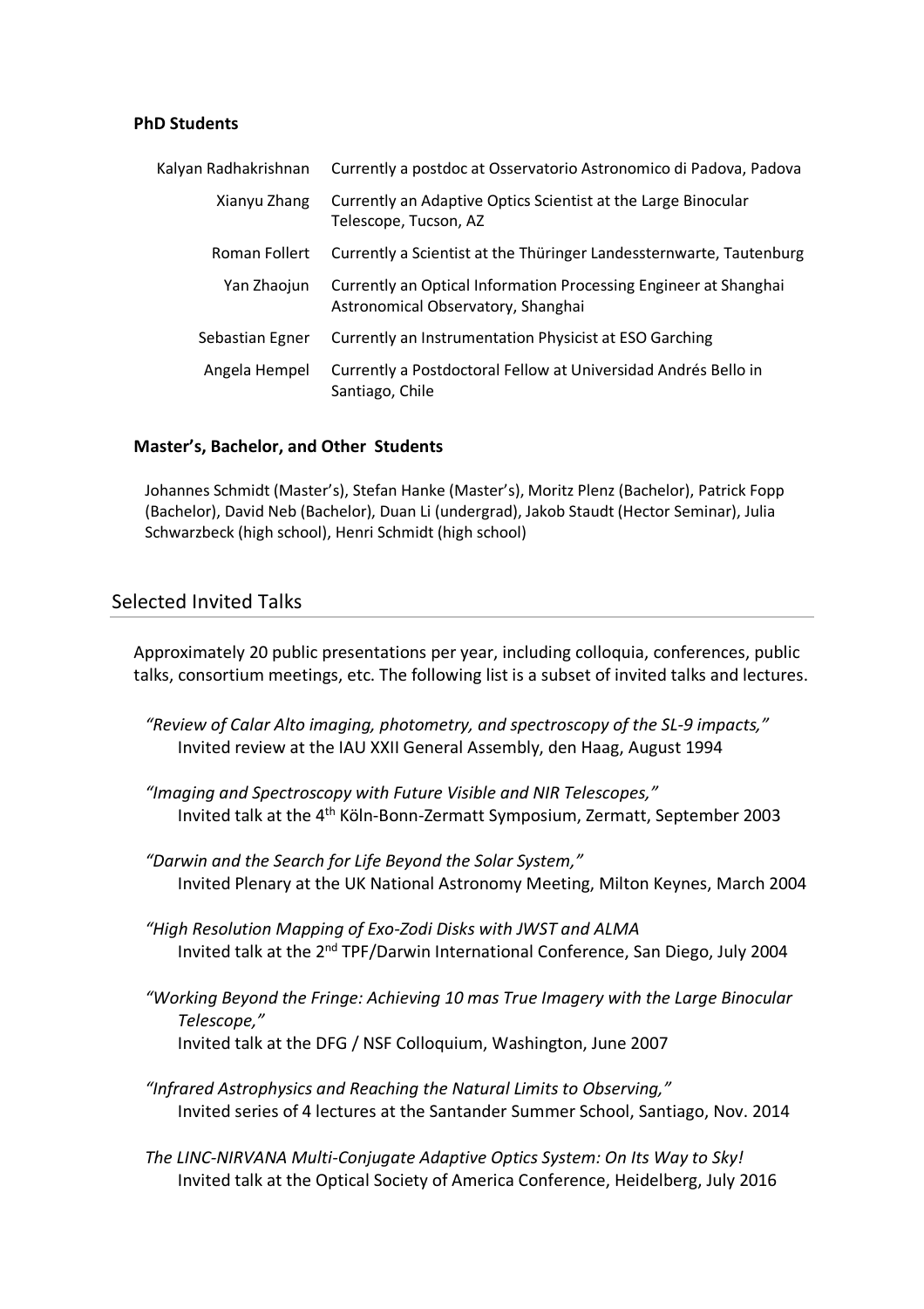**PhD Students**

| | |
|---|---|
| Kalyan Radhakrishnan | Currently a postdoc at Osservatorio Astronomico di Padova, Padova |
| Xianyu Zhang | Currently an Adaptive Optics Scientist at the Large Binocular Telescope, Tucson, AZ |
| Roman Follert | Currently a Scientist at the Thüringer Landessternwarte, Tautenburg |
| Yan Zhaojun | Currently an Optical Information Processing Engineer at Shanghai Astronomical Observatory, Shanghai |
| Sebastian Egner | Currently an Instrumentation Physicist at ESO Garching |
| Angela Hempel | Currently a Postdoctoral Fellow at Universidad Andrés Bello in Santiago, Chile |

**Master's, Bachelor, and Other Students**

Johannes Schmidt (Master's), Stefan Hanke (Master's), Moritz Plenz (Bachelor), Patrick Fopp (Bachelor), David Neb (Bachelor), Duan Li (undergrad), Jakob Staudt (Hector Seminar), Julia Schwarzbeck (high school), Henri Schmidt (high school)

## Selected Invited Talks

Approximately 20 public presentations per year, including colloquia, conferences, public talks, consortium meetings, etc. The following list is a subset of invited talks and lectures.

*"Review of Calar Alto imaging, photometry, and spectroscopy of the SL-9 impacts,"*
Invited review at the IAU XXII General Assembly, den Haag, August 1994

*"Imaging and Spectroscopy with Future Visible and NIR Telescopes,"*
Invited talk at the 4th Köln-Bonn-Zermatt Symposium, Zermatt, September 2003

*"Darwin and the Search for Life Beyond the Solar System,"*
Invited Plenary at the UK National Astronomy Meeting, Milton Keynes, March 2004

*"High Resolution Mapping of Exo-Zodi Disks with JWST and ALMA*
Invited talk at the 2nd TPF/Darwin International Conference, San Diego, July 2004

*"Working Beyond the Fringe: Achieving 10 mas True Imagery with the Large Binocular Telescope,"*
Invited talk at the DFG / NSF Colloquium, Washington, June 2007

*"Infrared Astrophysics and Reaching the Natural Limits to Observing,"*
Invited series of 4 lectures at the Santander Summer School, Santiago, Nov. 2014

*The LINC-NIRVANA Multi-Conjugate Adaptive Optics System: On Its Way to Sky!*
Invited talk at the Optical Society of America Conference, Heidelberg, July 2016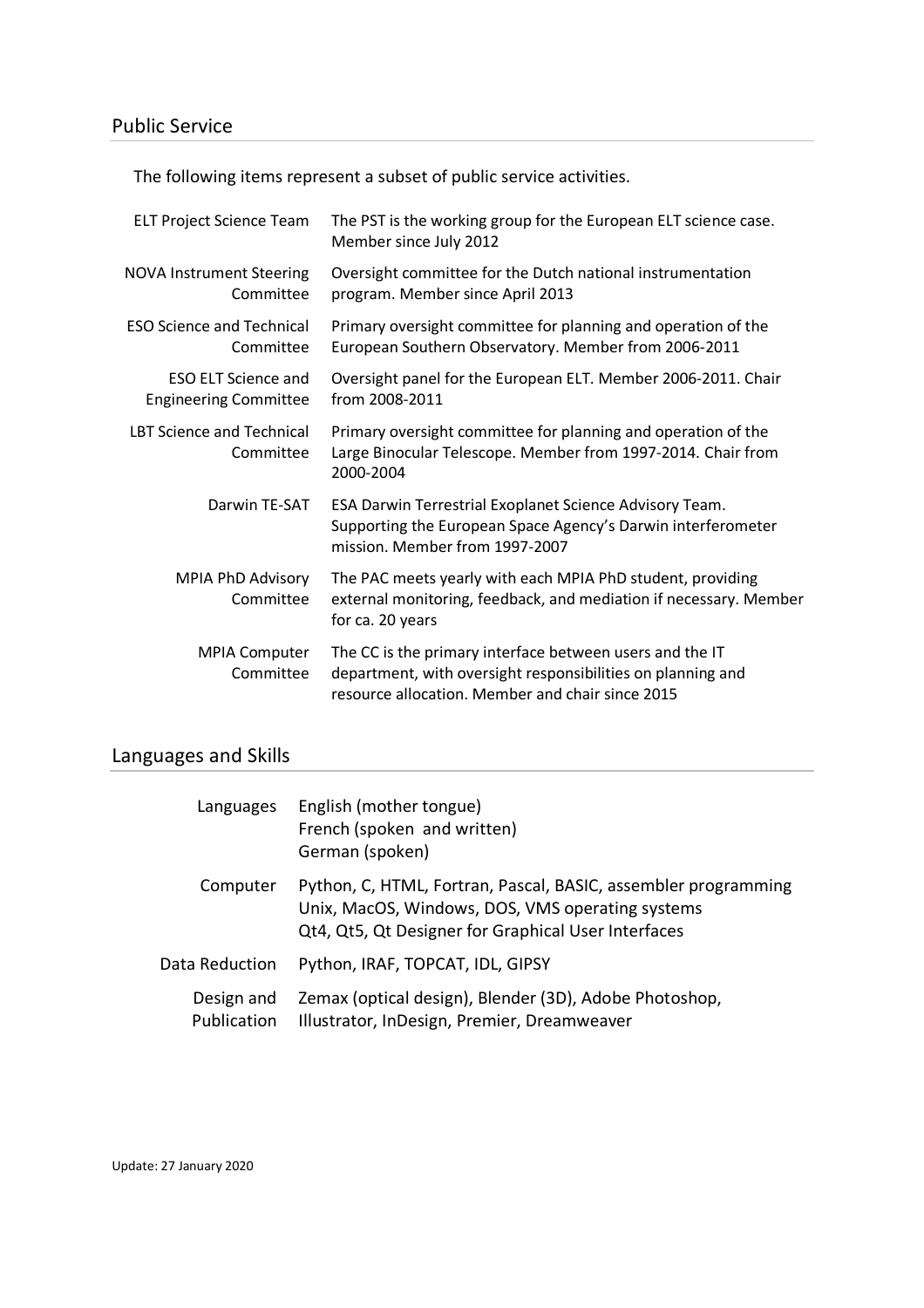## Public Service

The following items represent a subset of public service activities.

| | |
|---|---|
| ELT Project Science Team | The PST is the working group for the European ELT science case. Member since July 2012 |
| NOVA Instrument Steering Committee | Oversight committee for the Dutch national instrumentation program. Member since April 2013 |
| ESO Science and Technical Committee | Primary oversight committee for planning and operation of the European Southern Observatory. Member from 2006-2011 |
| ESO ELT Science and Engineering Committee | Oversight panel for the European ELT. Member 2006-2011. Chair from 2008-2011 |
| LBT Science and Technical Committee | Primary oversight committee for planning and operation of the Large Binocular Telescope. Member from 1997-2014. Chair from 2000-2004 |
| Darwin TE-SAT | ESA Darwin Terrestrial Exoplanet Science Advisory Team. Supporting the European Space Agency's Darwin interferometer mission. Member from 1997-2007 |
| MPIA PhD Advisory Committee | The PAC meets yearly with each MPIA PhD student, providing external monitoring, feedback, and mediation if necessary. Member for ca. 20 years |
| MPIA Computer Committee | The CC is the primary interface between users and the IT department, with oversight responsibilities on planning and resource allocation. Member and chair since 2015 |

## Languages and Skills

| | |
|---|---|
| Languages | English (mother tongue)<br>French (spoken and written)<br>German (spoken) |
| Computer | Python, C, HTML, Fortran, Pascal, BASIC, assembler programming<br>Unix, MacOS, Windows, DOS, VMS operating systems<br>Qt4, Qt5, Qt Designer for Graphical User Interfaces |
| Data Reduction | Python, IRAF, TOPCAT, IDL, GIPSY |
| Design and Publication | Zemax (optical design), Blender (3D), Adobe Photoshop, Illustrator, InDesign, Premier, Dreamweaver |

Update: 27 January 2020